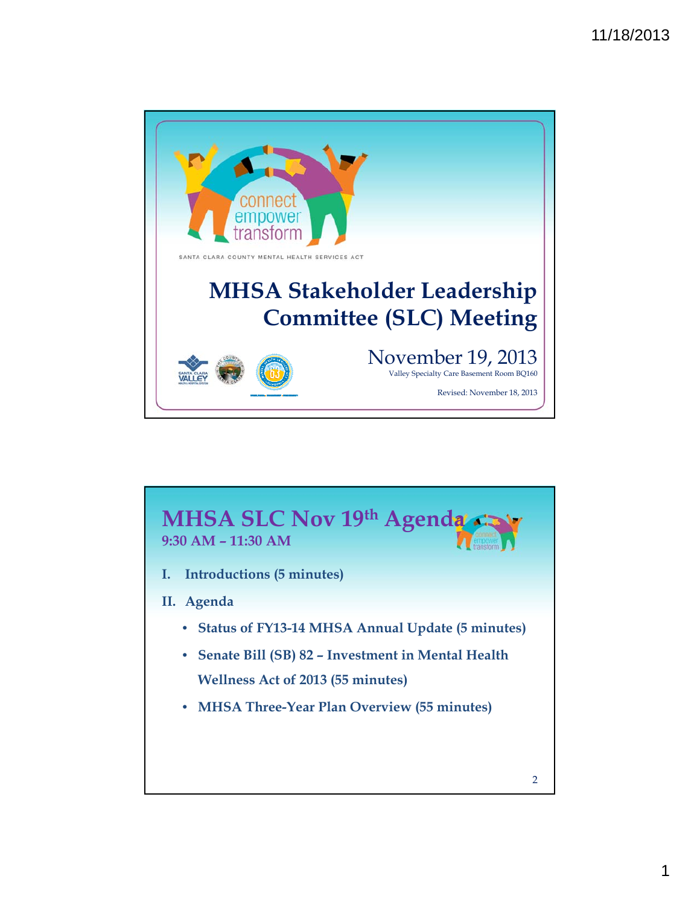connect
empower
transform

SANTA CLARA COUNTY MENTAL HEALTH SERVICES ACT

# MHSA Stakeholder Leadership Committee (SLC) Meeting

November 19, 2013

Valley Specialty Care Basement Room BQ160

Revised: November 18, 2013

## MHSA SLC Nov 19th Agenda

**9:30 AM – 11:30 AM**

**I. Introductions (5 minutes)**

**II. Agenda**

- **Status of FY13-14 MHSA Annual Update (5 minutes)**
- **Senate Bill (SB) 82 – Investment in Mental Health Wellness Act of 2013 (55 minutes)**
- **MHSA Three-Year Plan Overview (55 minutes)**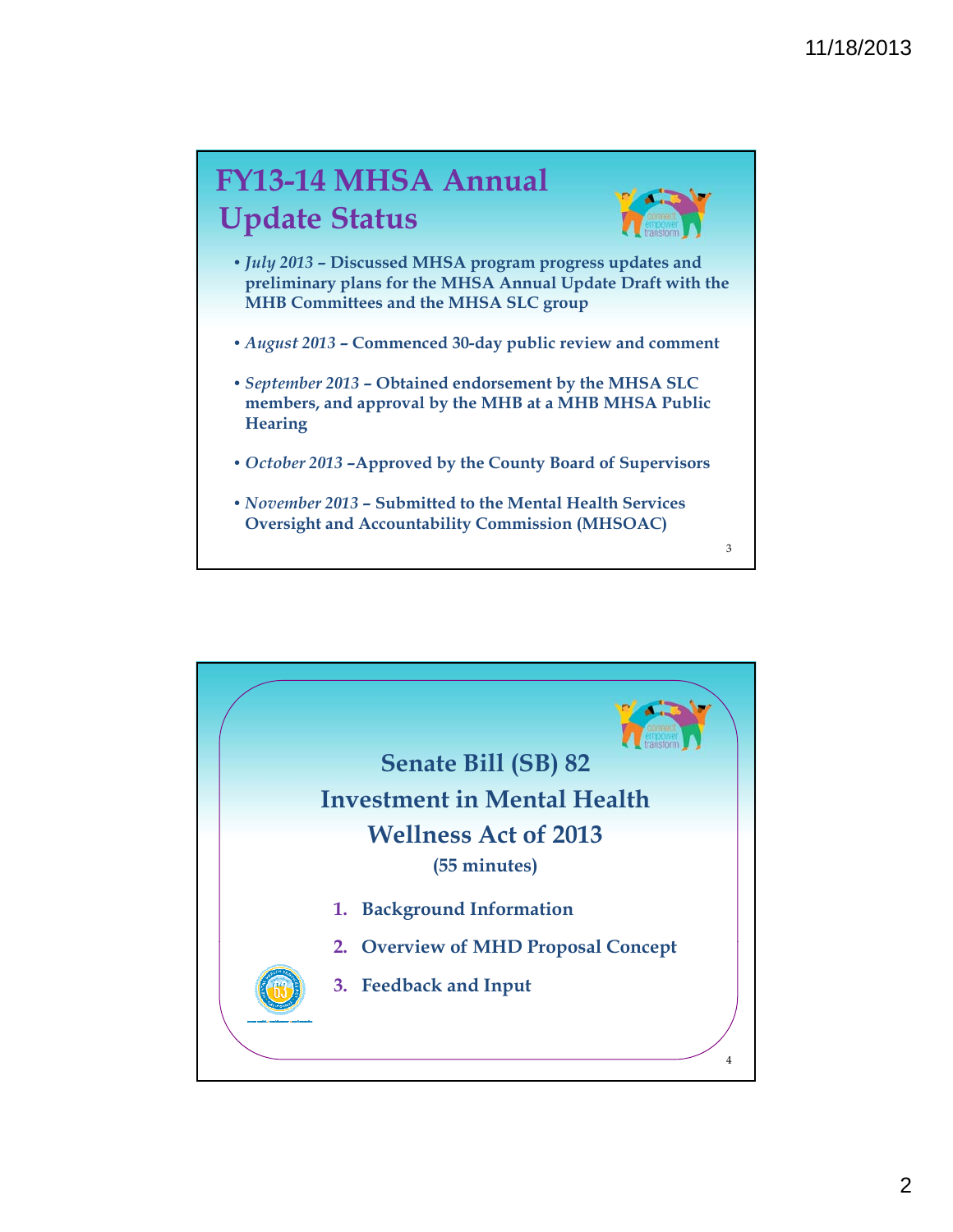## FY13-14 MHSA Annual Update Status

- *July 2013* – **Discussed MHSA program progress updates and preliminary plans for the MHSA Annual Update Draft with the MHB Committees and the MHSA SLC group**
- *August 2013* – **Commenced 30-day public review and comment**
- *September 2013* – **Obtained endorsement by the MHSA SLC members, and approval by the MHB at a MHB MHSA Public Hearing**
- *October 2013* –**Approved by the County Board of Supervisors**
- *November 2013* – **Submitted to the Mental Health Services Oversight and Accountability Commission (MHSOAC)**

## Senate Bill (SB) 82 Investment in Mental Health Wellness Act of 2013

**(55 minutes)**

1. **Background Information**
2. **Overview of MHD Proposal Concept**
3. **Feedback and Input**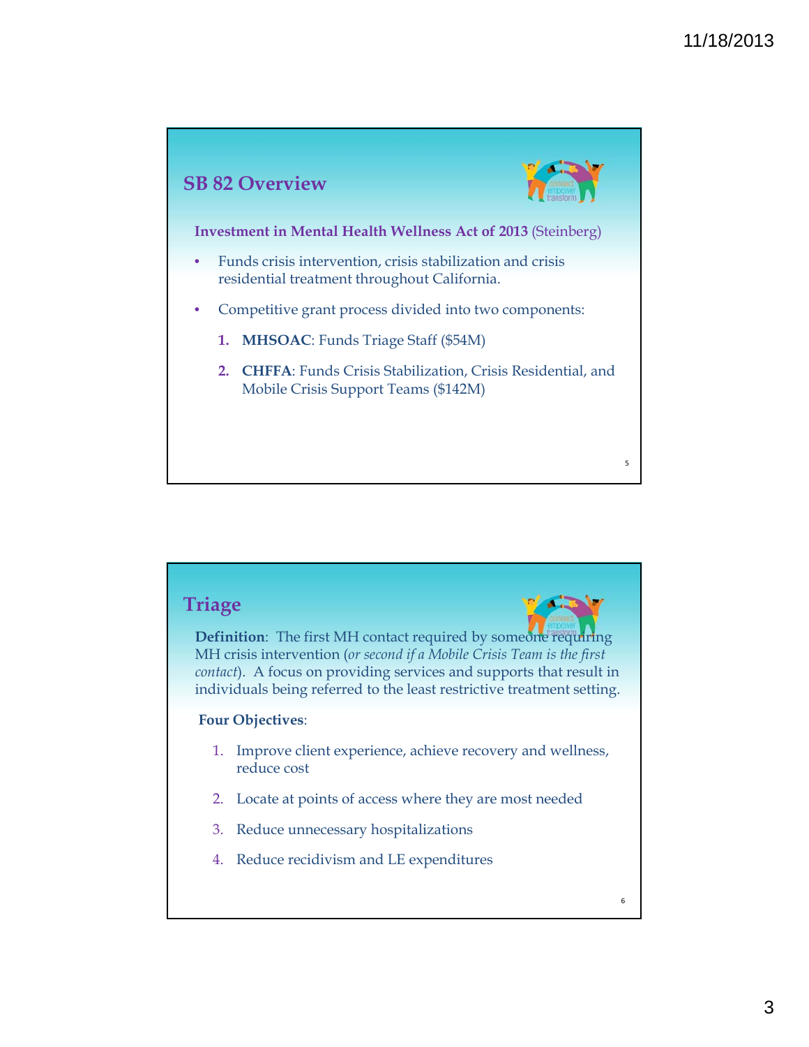## SB 82 Overview

**Investment in Mental Health Wellness Act of 2013** (Steinberg)

- Funds crisis intervention, crisis stabilization and crisis residential treatment throughout California.
- Competitive grant process divided into two components:
  1. **MHSOAC**: Funds Triage Staff ($54M)
  2. **CHFFA**: Funds Crisis Stabilization, Crisis Residential, and Mobile Crisis Support Teams ($142M)

## Triage

**Definition**: The first MH contact required by someone requiring MH crisis intervention (*or second if a Mobile Crisis Team is the first contact*). A focus on providing services and supports that result in individuals being referred to the least restrictive treatment setting.

**Four Objectives**:

1. Improve client experience, achieve recovery and wellness, reduce cost
2. Locate at points of access where they are most needed
3. Reduce unnecessary hospitalizations
4. Reduce recidivism and LE expenditures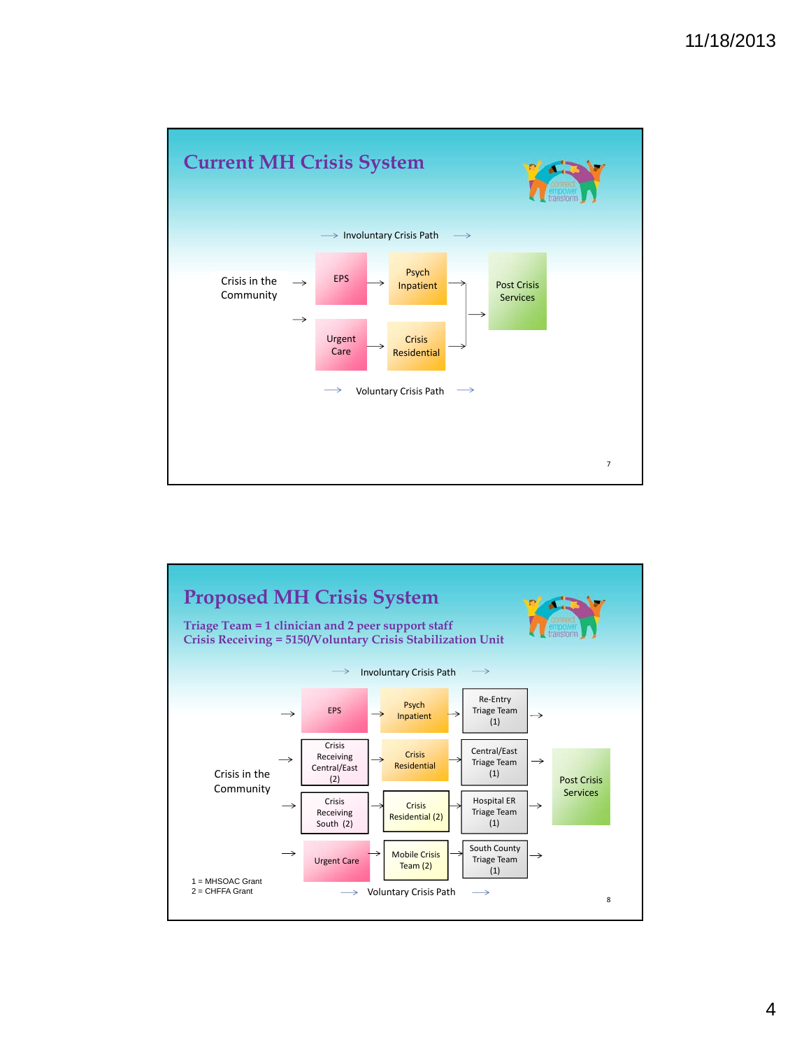## Current MH Crisis System

Involuntary Crisis Path

Crisis in the Community → EPS → Psych Inpatient → Post Crisis Services

Crisis in the Community → Urgent Care → Crisis Residential → Post Crisis Services

Voluntary Crisis Path

## Proposed MH Crisis System

**Triage Team = 1 clinician and 2 peer support staff**
**Crisis Receiving = 5150/Voluntary Crisis Stabilization Unit**

Involuntary Crisis Path

Crisis in the Community → EPS → Psych Inpatient → Re-Entry Triage Team (1) → Post Crisis Services

Crisis in the Community → Crisis Receiving Central/East (2) → Crisis Residential → Central/East Triage Team (1) → Post Crisis Services

Crisis in the Community → Crisis Receiving South (2) → Crisis Residential (2) → Hospital ER Triage Team (1) → Post Crisis Services

Crisis in the Community → Urgent Care → Mobile Crisis Team (2) → South County Triage Team (1) → Post Crisis Services

Voluntary Crisis Path

1 = MHSOAC Grant
2 = CHFFA Grant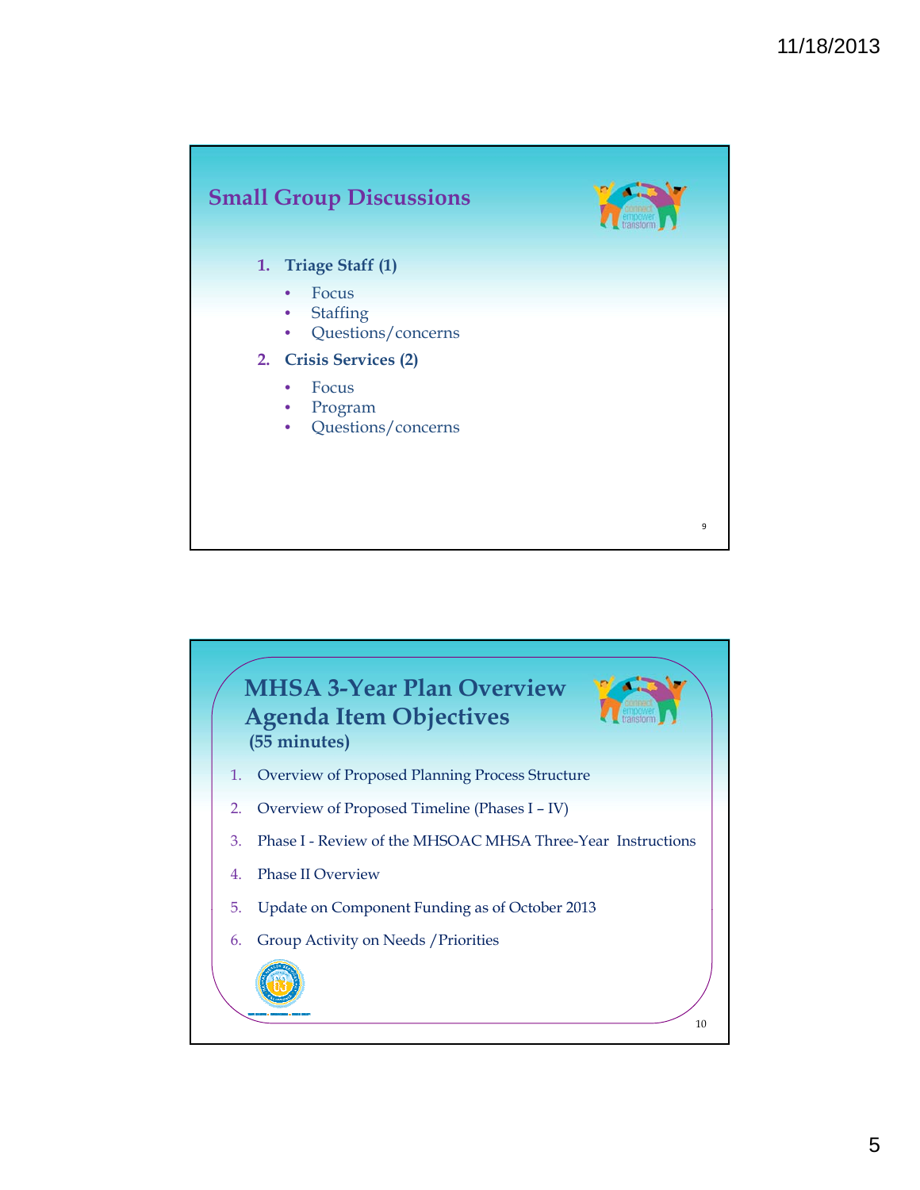## Small Group Discussions

1. **Triage Staff (1)**
   - Focus
   - Staffing
   - Questions/concerns
2. **Crisis Services (2)**
   - Focus
   - Program
   - Questions/concerns

## MHSA 3-Year Plan Overview Agenda Item Objectives

**(55 minutes)**

1. Overview of Proposed Planning Process Structure
2. Overview of Proposed Timeline (Phases I – IV)
3. Phase I - Review of the MHSOAC MHSA Three-Year Instructions
4. Phase II Overview
5. Update on Component Funding as of October 2013
6. Group Activity on Needs /Priorities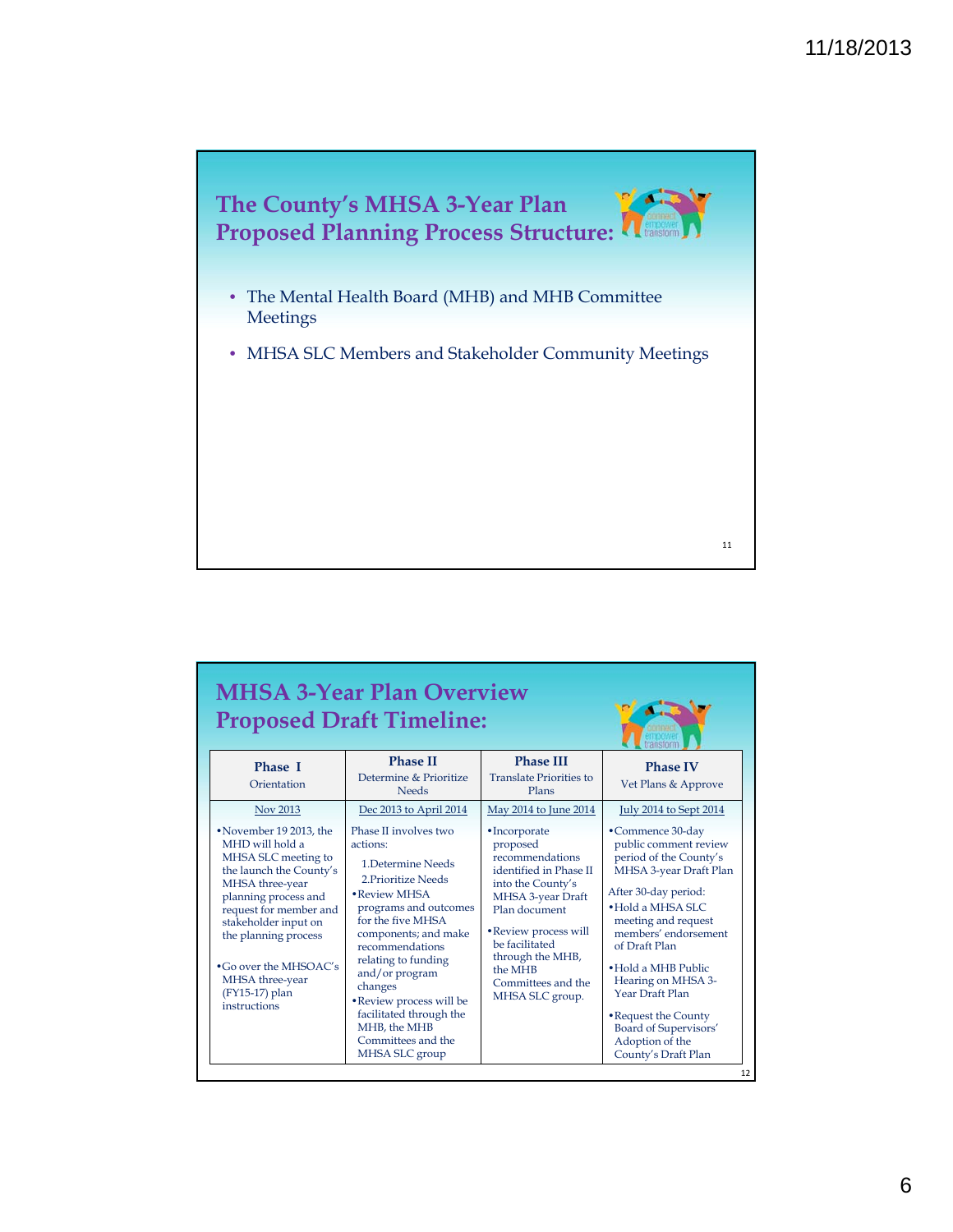## The County's MHSA 3-Year Plan Proposed Planning Process Structure:

- The Mental Health Board (MHB) and MHB Committee Meetings
- MHSA SLC Members and Stakeholder Community Meetings

## MHSA 3-Year Plan Overview Proposed Draft Timeline:

| **Phase I**<br>Orientation | **Phase II**<br>Determine & Prioritize Needs | **Phase III**<br>Translate Priorities to Plans | **Phase IV**<br>Vet Plans & Approve |
|---|---|---|---|
| Nov 2013 | Dec 2013 to April 2014 | May 2014 to June 2014 | July 2014 to Sept 2014 |
| • November 19 2013, the MHD will hold a MHSA SLC meeting to the launch the County's MHSA three-year planning process and request for member and stakeholder input on the planning process<br><br>• Go over the MHSOAC's MHSA three-year (FY15-17) plan instructions | Phase II involves two actions:<br>1. Determine Needs<br>2. Prioritize Needs<br>• Review MHSA programs and outcomes for the five MHSA components; and make recommendations relating to funding and/or program changes<br>• Review process will be facilitated through the MHB, the MHB Committees and the MHSA SLC group | • Incorporate proposed recommendations identified in Phase II into the County's MHSA 3-year Draft Plan document<br><br>• Review process will be facilitated through the MHB, the MHB Committees and the MHSA SLC group. | • Commence 30-day public comment review period of the County's MHSA 3-year Draft Plan<br><br>After 30-day period:<br>• Hold a MHSA SLC meeting and request members' endorsement of Draft Plan<br>• Hold a MHB Public Hearing on MHSA 3-Year Draft Plan<br>• Request the County Board of Supervisors' Adoption of the County's Draft Plan |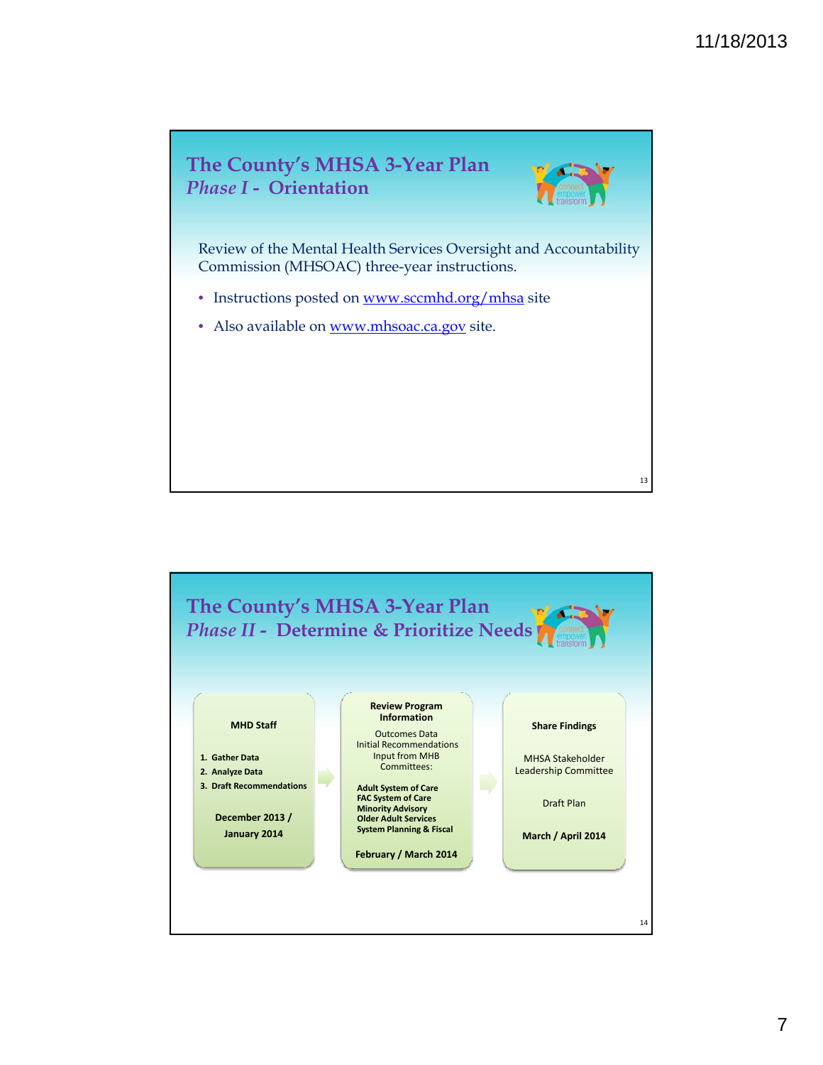## The County's MHSA 3-Year Plan
### *Phase I* - Orientation

Review of the Mental Health Services Oversight and Accountability Commission (MHSOAC) three-year instructions.

- Instructions posted on www.sccmhd.org/mhsa site
- Also available on www.mhsoac.ca.gov site.

## The County's MHSA 3-Year Plan
### *Phase II* - Determine & Prioritize Needs

**MHD Staff**

1. **Gather Data**
2. **Analyze Data**
3. **Draft Recommendations**

**December 2013 / January 2014**

→

**Review Program Information**

Outcomes Data
Initial Recommendations
Input from MHB Committees:

**Adult System of Care**
**FAC System of Care**
**Minority Advisory**
**Older Adult Services**
**System Planning & Fiscal**

**February / March 2014**

→

**Share Findings**

MHSA Stakeholder Leadership Committee

Draft Plan

**March / April 2014**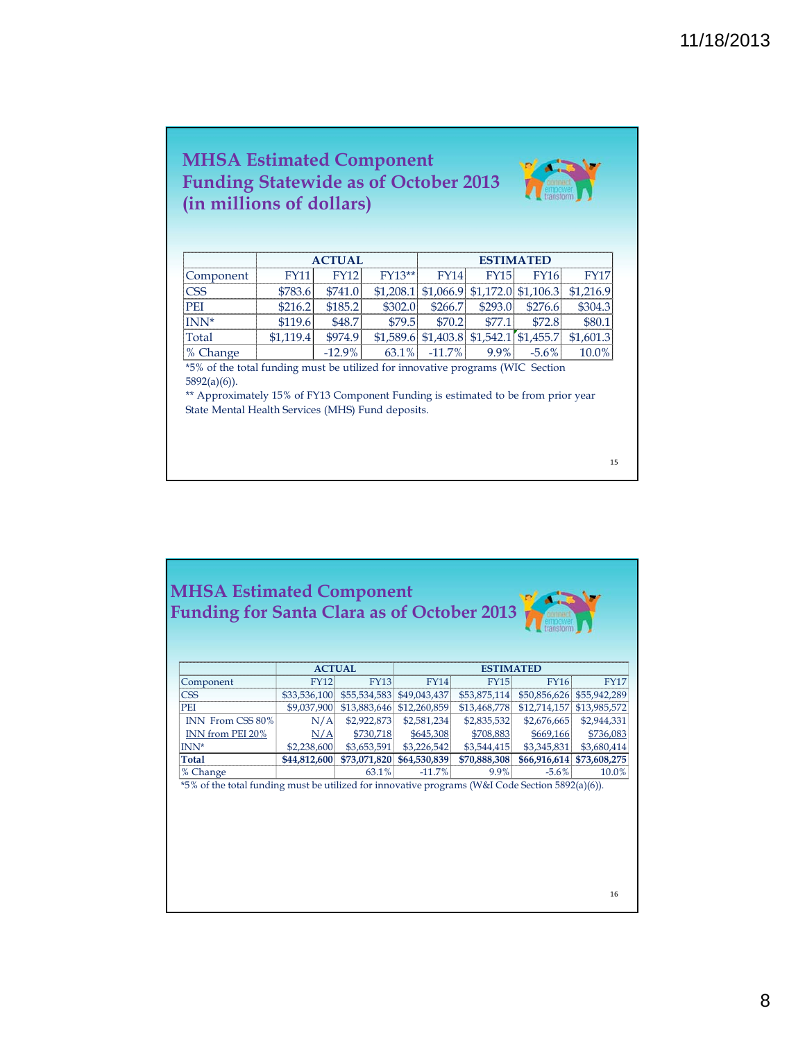## MHSA Estimated Component Funding Statewide as of October 2013 (in millions of dollars)

| | ACTUAL | | | ESTIMATED | | | |
|---|---|---|---|---|---|---|---|
| Component | FY11 | FY12 | FY13** | FY14 | FY15 | FY16 | FY17 |
| CSS | $783.6 | $741.0 | $1,208.1 | $1,066.9 | $1,172.0 | $1,106.3 | $1,216.9 |
| PEI | $216.2 | $185.2 | $302.0 | $266.7 | $293.0 | $276.6 | $304.3 |
| INN* | $119.6 | $48.7 | $79.5 | $70.2 | $77.1 | $72.8 | $80.1 |
| Total | $1,119.4 | $974.9 | $1,589.6 | $1,403.8 | $1,542.1 | $1,455.7 | $1,601.3 |
| % Change | | -12.9% | 63.1% | -11.7% | 9.9% | -5.6% | 10.0% |

*5% of the total funding must be utilized for innovative programs (WIC Section 5892(a)(6)).

** Approximately 15% of FY13 Component Funding is estimated to be from prior year State Mental Health Services (MHS) Fund deposits.

## MHSA Estimated Component Funding for Santa Clara as of October 2013

| | ACTUAL | | ESTIMATED | | | |
|---|---|---|---|---|---|---|
| Component | FY12 | FY13 | FY14 | FY15 | FY16 | FY17 |
| CSS | $33,536,100 | $55,534,583 | $49,043,437 | $53,875,114 | $50,856,626 | $55,942,289 |
| PEI | $9,037,900 | $13,883,646 | $12,260,859 | $13,468,778 | $12,714,157 | $13,985,572 |
| INN From CSS 80% | N/A | $2,922,873 | $2,581,234 | $2,835,532 | $2,676,665 | $2,944,331 |
| INN from PEI 20% | N/A | $730,718 | $645,308 | $708,883 | $669,166 | $736,083 |
| INN* | $2,238,600 | $3,653,591 | $3,226,542 | $3,544,415 | $3,345,831 | $3,680,414 |
| **Total** | **$44,812,600** | **$73,071,820** | **$64,530,839** | **$70,888,308** | **$66,916,614** | **$73,608,275** |
| % Change | | 63.1% | -11.7% | 9.9% | -5.6% | 10.0% |

*5% of the total funding must be utilized for innovative programs (W&I Code Section 5892(a)(6)).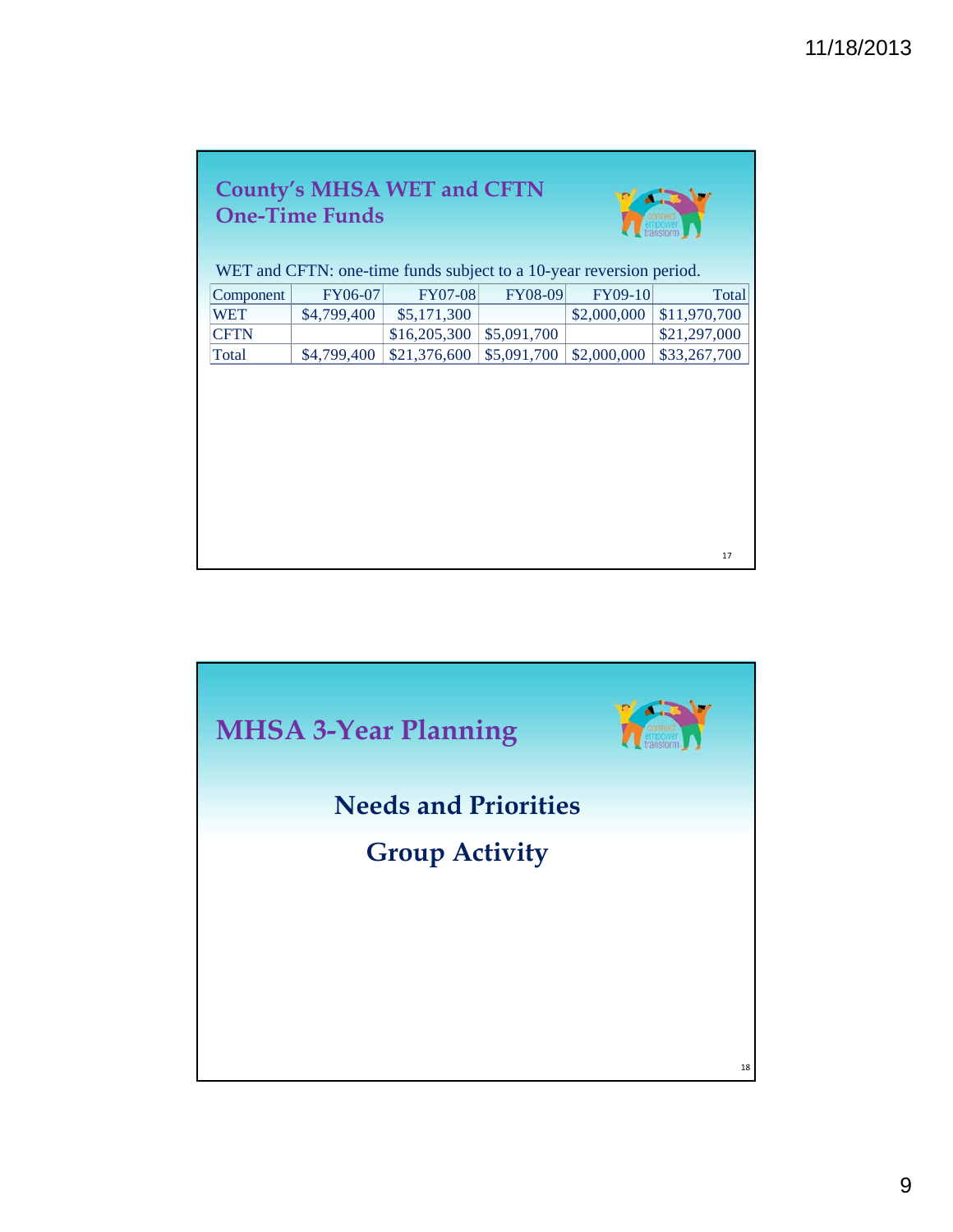## County's MHSA WET and CFTN One-Time Funds

WET and CFTN: one-time funds subject to a 10-year reversion period.

| Component | FY06-07 | FY07-08 | FY08-09 | FY09-10 | Total |
|---|---|---|---|---|---|
| WET | $4,799,400 | $5,171,300 | | $2,000,000 | $11,970,700 |
| CFTN | | $16,205,300 | $5,091,700 | | $21,297,000 |
| Total | $4,799,400 | $21,376,600 | $5,091,700 | $2,000,000 | $33,267,700 |

## MHSA 3-Year Planning

### Needs and Priorities

### Group Activity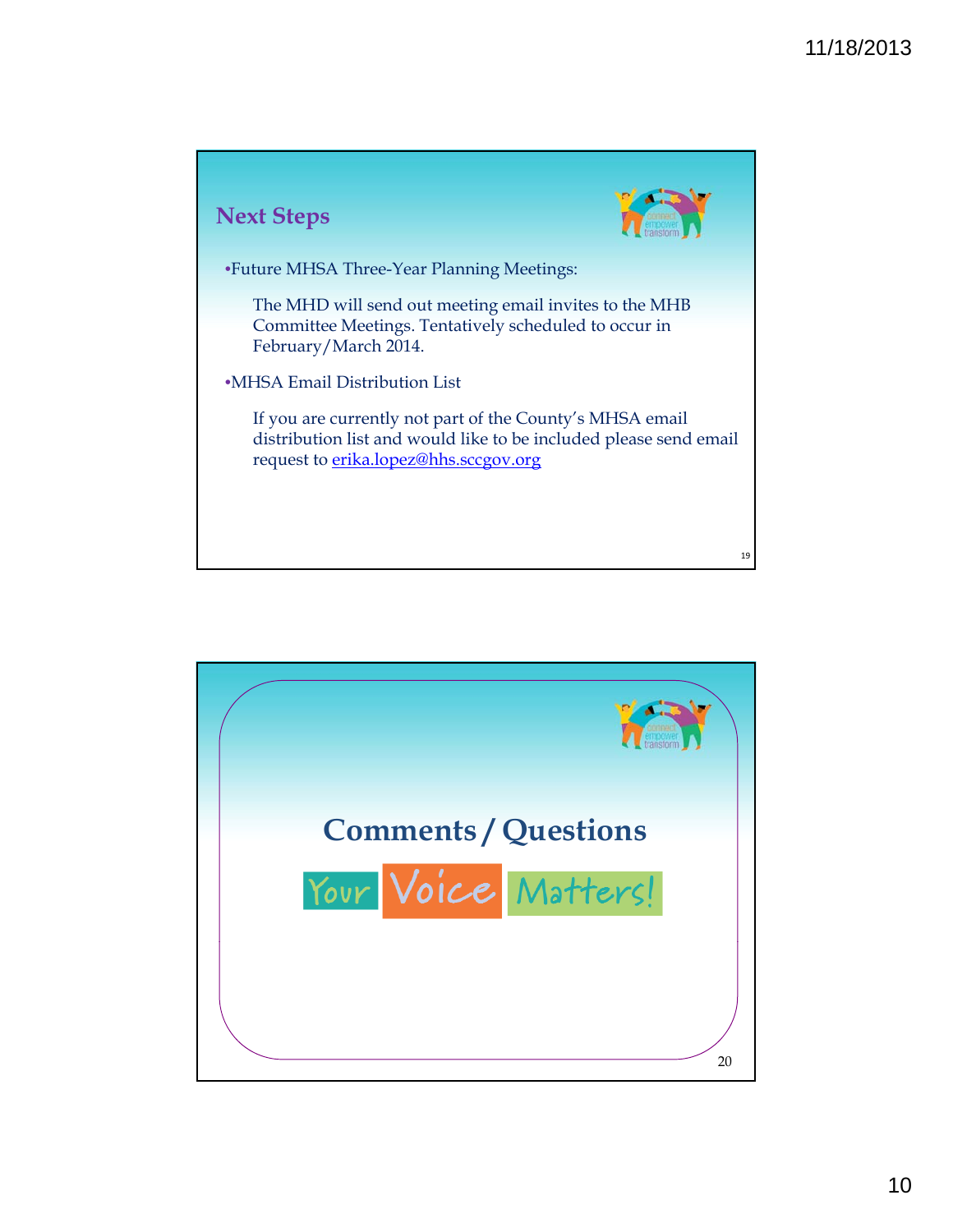## Next Steps

- Future MHSA Three-Year Planning Meetings:

  The MHD will send out meeting email invites to the MHB Committee Meetings. Tentatively scheduled to occur in February/March 2014.

- MHSA Email Distribution List

  If you are currently not part of the County's MHSA email distribution list and would like to be included please send email request to erika.lopez@hhs.sccgov.org

## Comments / Questions

Your Voice Matters!